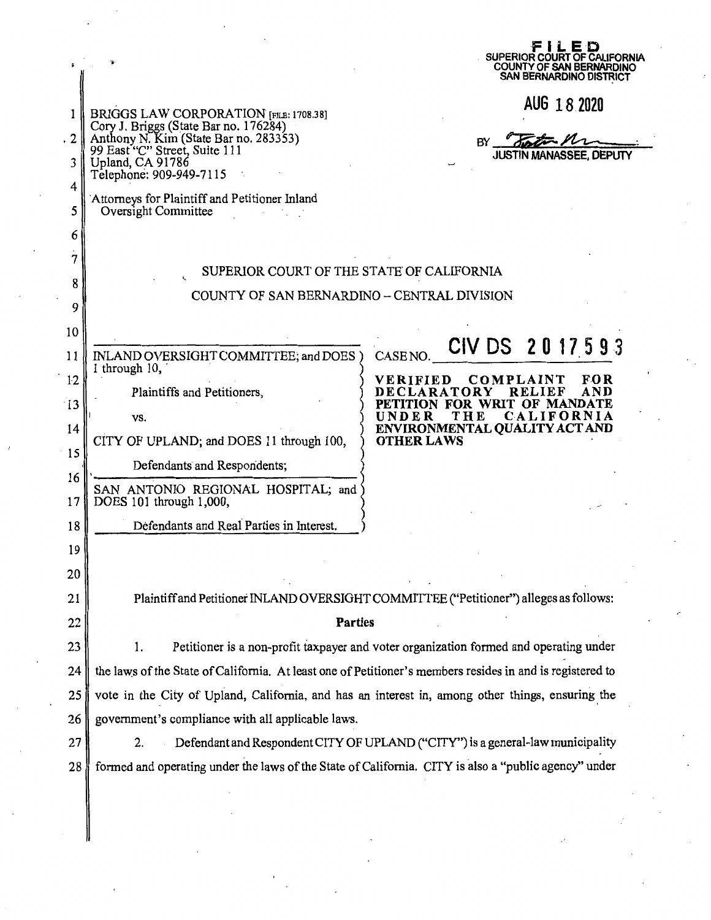BRIGGS LAW CORPORATION [FILE: 1708.38]
Cory J. Briggs (State Bar no. 176284)
Anthony N. Kim (State Bar no. 283353)
99 East "C" Street, Suite 111
Upland, CA 91786
Telephone: 909-949-7115

Attorneys for Plaintiff and Petitioner Inland Oversight Committee

**FILED**
SUPERIOR COURT OF CALIFORNIA
COUNTY OF SAN BERNARDINO
SAN BERNARDINO DISTRICT

AUG 18 2020

BY JUSTIN MANASSEE, DEPUTY

SUPERIOR COURT OF THE STATE OF CALIFORNIA

COUNTY OF SAN BERNARDINO – CENTRAL DIVISION

| | |
|---|---|
| INLAND OVERSIGHT COMMITTEE; and DOES 1 through 10,<br><br>Plaintiffs and Petitioners,<br><br>vs.<br><br>CITY OF UPLAND; and DOES 11 through 100,<br><br>Defendants and Respondents;<br><br>SAN ANTONIO REGIONAL HOSPITAL; and DOES 101 through 1,000,<br><br>Defendants and Real Parties in Interest. | CASE NO. CIV DS 2017593<br><br>**VERIFIED COMPLAINT FOR DECLARATORY RELIEF AND PETITION FOR WRIT OF MANDATE UNDER THE CALIFORNIA ENVIRONMENTAL QUALITY ACT AND OTHER LAWS** |

Plaintiff and Petitioner INLAND OVERSIGHT COMMITTEE ("Petitioner") alleges as follows:

**Parties**

1. Petitioner is a non-profit taxpayer and voter organization formed and operating under the laws of the State of California. At least one of Petitioner's members resides in and is registered to vote in the City of Upland, California, and has an interest in, among other things, ensuring the government's compliance with all applicable laws.

2. Defendant and Respondent CITY OF UPLAND ("CITY") is a general-law municipality formed and operating under the laws of the State of California. CITY is also a "public agency" under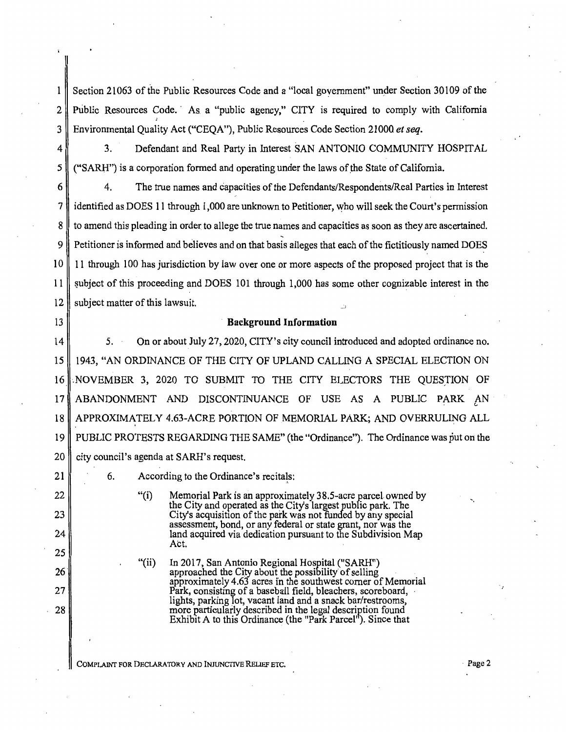Section 21063 of the Public Resources Code and a "local government" under Section 30109 of the Public Resources Code. As a "public agency," CITY is required to comply with California Environmental Quality Act ("CEQA"), Public Resources Code Section 21000 *et seq.*

3. Defendant and Real Party in Interest SAN ANTONIO COMMUNITY HOSPITAL ("SARH") is a corporation formed and operating under the laws of the State of California.

4. The true names and capacities of the Defendants/Respondents/Real Parties in Interest identified as DOES 11 through 1,000 are unknown to Petitioner, who will seek the Court's permission to amend this pleading in order to allege the true names and capacities as soon as they are ascertained. Petitioner is informed and believes and on that basis alleges that each of the fictitiously named DOES 11 through 100 has jurisdiction by law over one or more aspects of the proposed project that is the subject of this proceeding and DOES 101 through 1,000 has some other cognizable interest in the subject matter of this lawsuit.

**Background Information**

5. On or about July 27, 2020, CITY's city council introduced and adopted ordinance no. 1943, "AN ORDINANCE OF THE CITY OF UPLAND CALLING A SPECIAL ELECTION ON NOVEMBER 3, 2020 TO SUBMIT TO THE CITY ELECTORS THE QUESTION OF ABANDONMENT AND DISCONTINUANCE OF USE AS A PUBLIC PARK AN APPROXIMATELY 4.63-ACRE PORTION OF MEMORIAL PARK; AND OVERRULING ALL PUBLIC PROTESTS REGARDING THE SAME" (the "Ordinance"). The Ordinance was put on the city council's agenda at SARH's request.

6. According to the Ordinance's recitals:

> "(i) Memorial Park is an approximately 38.5-acre parcel owned by the City and operated as the City's largest public park. The City's acquisition of the park was not funded by any special assessment, bond, or any federal or state grant, nor was the land acquired via dedication pursuant to the Subdivision Map Act.
>
> "(ii) In 2017, San Antonio Regional Hospital ("SARH") approached the City about the possibility of selling approximately 4.63 acres in the southwest corner of Memorial Park, consisting of a baseball field, bleachers, scoreboard, lights, parking lot, vacant land and a snack bar/restrooms, more particularly described in the legal description found Exhibit A to this Ordinance (the "Park Parcel"). Since that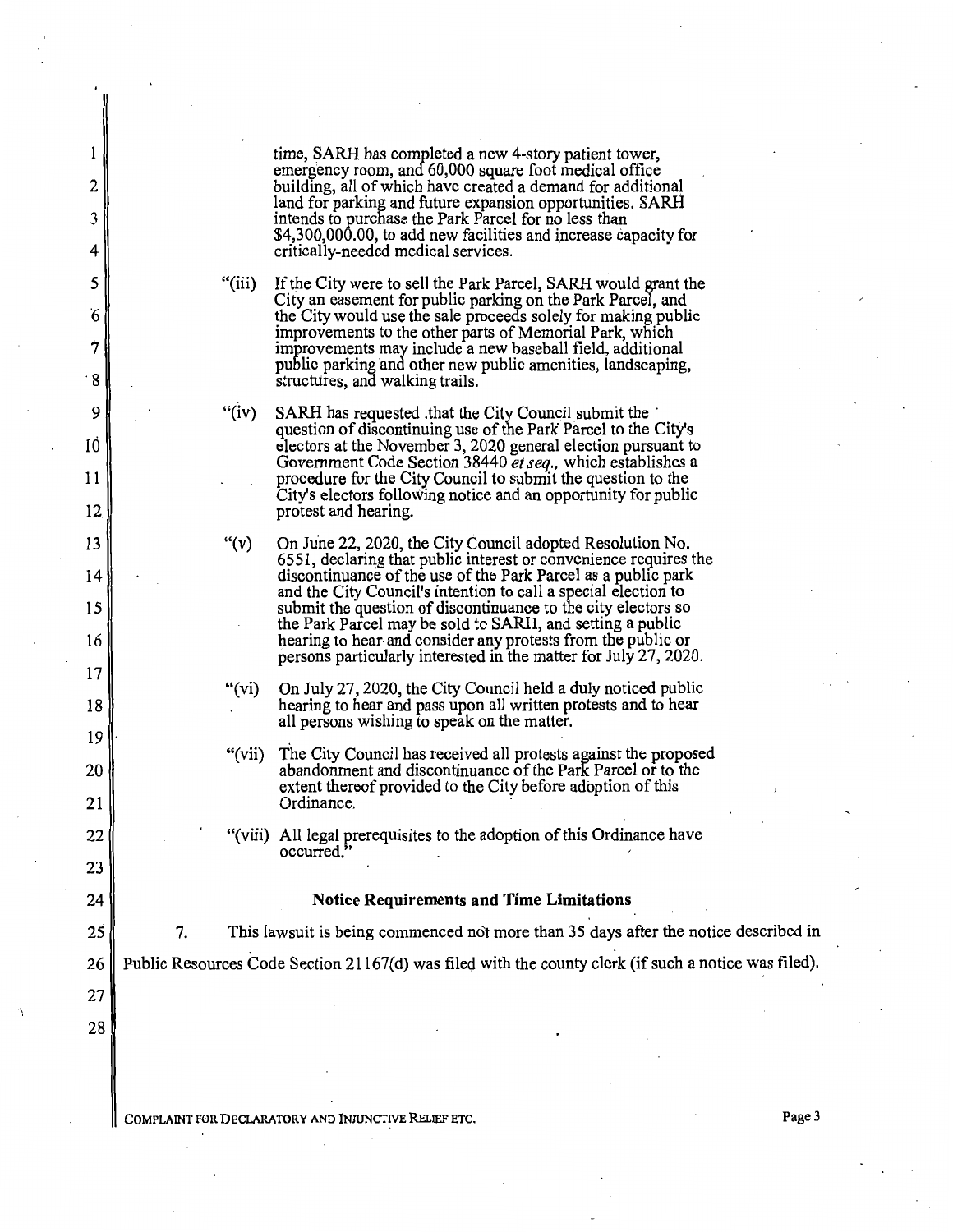time, SARH has completed a new 4-story patient tower, emergency room, and 60,000 square foot medical office building, all of which have created a demand for additional land for parking and future expansion opportunities. SARH intends to purchase the Park Parcel for no less than $4,300,000.00, to add new facilities and increase capacity for critically-needed medical services.

"(iii) If the City were to sell the Park Parcel, SARH would grant the City an easement for public parking on the Park Parcel, and the City would use the sale proceeds solely for making public improvements to the other parts of Memorial Park, which improvements may include a new baseball field, additional public parking and other new public amenities, landscaping, structures, and walking trails.

"(iv) SARH has requested that the City Council submit the question of discontinuing use of the Park Parcel to the City's electors at the November 3, 2020 general election pursuant to Government Code Section 38440 *et seq.*, which establishes a procedure for the City Council to submit the question to the City's electors following notice and an opportunity for public protest and hearing.

"(v) On June 22, 2020, the City Council adopted Resolution No. 6551, declaring that public interest or convenience requires the discontinuance of the use of the Park Parcel as a public park and the City Council's intention to call a special election to submit the question of discontinuance to the city electors so the Park Parcel may be sold to SARH, and setting a public hearing to hear and consider any protests from the public or persons particularly interested in the matter for July 27, 2020.

"(vi) On July 27, 2020, the City Council held a duly noticed public hearing to hear and pass upon all written protests and to hear all persons wishing to speak on the matter.

"(vii) The City Council has received all protests against the proposed abandonment and discontinuance of the Park Parcel or to the extent thereof provided to the City before adoption of this Ordinance.

"(viii) All legal prerequisites to the adoption of this Ordinance have occurred."

## Notice Requirements and Time Limitations

7. This lawsuit is being commenced not more than 35 days after the notice described in Public Resources Code Section 21167(d) was filed with the county clerk (if such a notice was filed).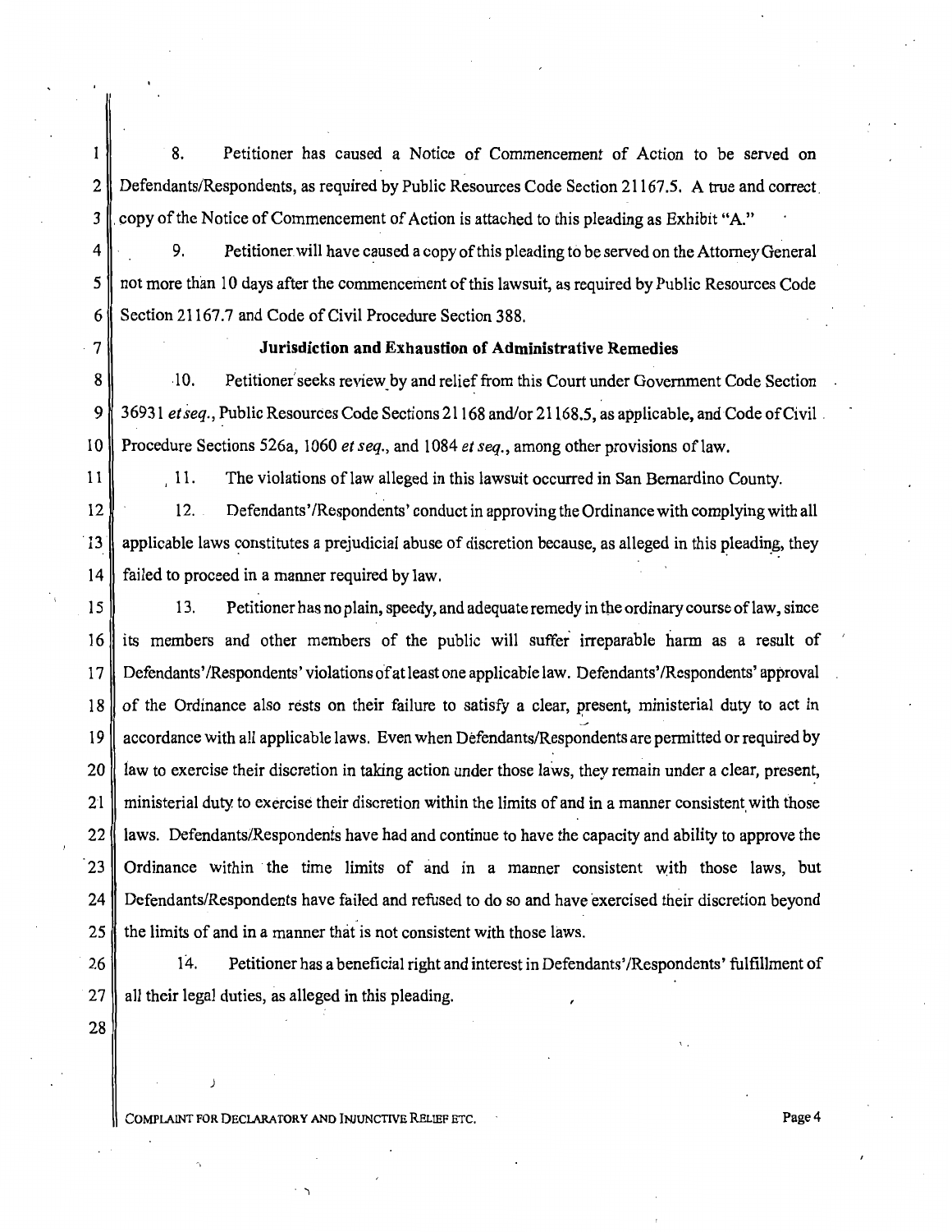8. Petitioner has caused a Notice of Commencement of Action to be served on Defendants/Respondents, as required by Public Resources Code Section 21167.5. A true and correct copy of the Notice of Commencement of Action is attached to this pleading as Exhibit "A."

9. Petitioner will have caused a copy of this pleading to be served on the Attorney General not more than 10 days after the commencement of this lawsuit, as required by Public Resources Code Section 21167.7 and Code of Civil Procedure Section 388.

**Jurisdiction and Exhaustion of Administrative Remedies**

10. Petitioner seeks review by and relief from this Court under Government Code Section 36931 *et seq.*, Public Resources Code Sections 21168 and/or 21168.5, as applicable, and Code of Civil Procedure Sections 526a, 1060 *et seq.*, and 1084 *et seq.*, among other provisions of law.

11. The violations of law alleged in this lawsuit occurred in San Bernardino County.

12. Defendants'/Respondents' conduct in approving the Ordinance with complying with all applicable laws constitutes a prejudicial abuse of discretion because, as alleged in this pleading, they failed to proceed in a manner required by law.

13. Petitioner has no plain, speedy, and adequate remedy in the ordinary course of law, since its members and other members of the public will suffer irreparable harm as a result of Defendants'/Respondents' violations of at least one applicable law. Defendants'/Respondents' approval of the Ordinance also rests on their failure to satisfy a clear, present, ministerial duty to act in accordance with all applicable laws. Even when Defendants/Respondents are permitted or required by law to exercise their discretion in taking action under those laws, they remain under a clear, present, ministerial duty to exercise their discretion within the limits of and in a manner consistent with those laws. Defendants/Respondents have had and continue to have the capacity and ability to approve the Ordinance within the time limits of and in a manner consistent with those laws, but Defendants/Respondents have failed and refused to do so and have exercised their discretion beyond the limits of and in a manner that is not consistent with those laws.

14. Petitioner has a beneficial right and interest in Defendants'/Respondents' fulfillment of all their legal duties, as alleged in this pleading.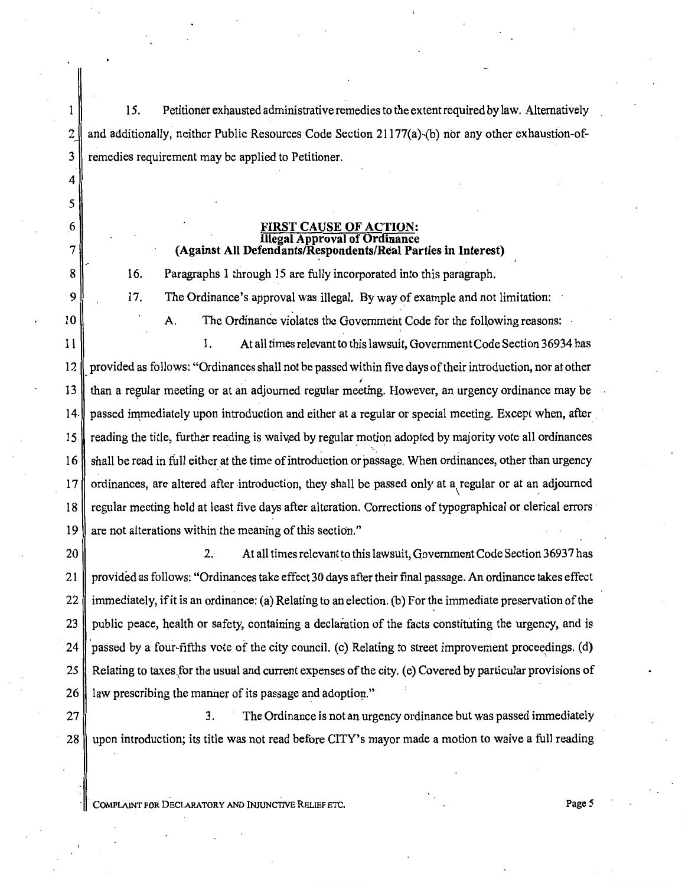15. Petitioner exhausted administrative remedies to the extent required by law. Alternatively and additionally, neither Public Resources Code Section 21177(a)-(b) nor any other exhaustion-of-remedies requirement may be applied to Petitioner.

**FIRST CAUSE OF ACTION:**
**Illegal Approval of Ordinance**
**(Against All Defendants/Respondents/Real Parties in Interest)**

16. Paragraphs 1 through 15 are fully incorporated into this paragraph.

17. The Ordinance's approval was illegal. By way of example and not limitation:

A. The Ordinance violates the Government Code for the following reasons:

1. At all times relevant to this lawsuit, Government Code Section 36934 has provided as follows: "Ordinances shall not be passed within five days of their introduction, nor at other than a regular meeting or at an adjourned regular meeting. However, an urgency ordinance may be passed immediately upon introduction and either at a regular or special meeting. Except when, after reading the title, further reading is waived by regular motion adopted by majority vote all ordinances shall be read in full either at the time of introduction or passage. When ordinances, other than urgency ordinances, are altered after introduction, they shall be passed only at a regular or at an adjourned regular meeting held at least five days after alteration. Corrections of typographical or clerical errors are not alterations within the meaning of this section."

2. At all times relevant to this lawsuit, Government Code Section 36937 has provided as follows: "Ordinances take effect 30 days after their final passage. An ordinance takes effect immediately, if it is an ordinance: (a) Relating to an election. (b) For the immediate preservation of the public peace, health or safety, containing a declaration of the facts constituting the urgency, and is passed by a four-fifths vote of the city council. (c) Relating to street improvement proceedings. (d) Relating to taxes for the usual and current expenses of the city. (e) Covered by particular provisions of law prescribing the manner of its passage and adoption."

3. The Ordinance is not an urgency ordinance but was passed immediately upon introduction; its title was not read before CITY's mayor made a motion to waive a full reading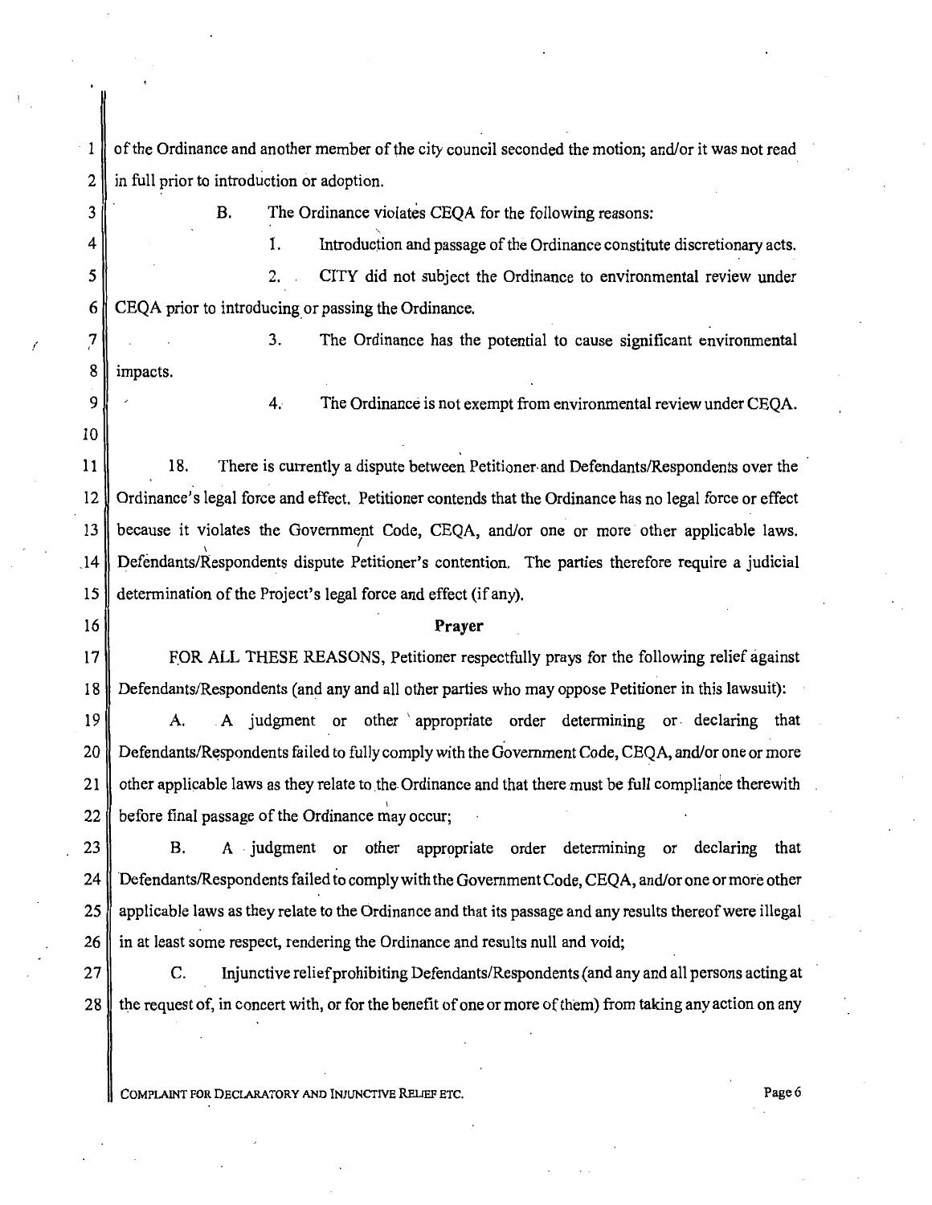of the Ordinance and another member of the city council seconded the motion; and/or it was not read in full prior to introduction or adoption.

B. The Ordinance violates CEQA for the following reasons:

1. Introduction and passage of the Ordinance constitute discretionary acts.

2. CITY did not subject the Ordinance to environmental review under CEQA prior to introducing or passing the Ordinance.

3. The Ordinance has the potential to cause significant environmental impacts.

4. The Ordinance is not exempt from environmental review under CEQA.

18. There is currently a dispute between Petitioner and Defendants/Respondents over the Ordinance's legal force and effect. Petitioner contends that the Ordinance has no legal force or effect because it violates the Government Code, CEQA, and/or one or more other applicable laws. Defendants/Respondents dispute Petitioner's contention. The parties therefore require a judicial determination of the Project's legal force and effect (if any).

**Prayer**

FOR ALL THESE REASONS, Petitioner respectfully prays for the following relief against Defendants/Respondents (and any and all other parties who may oppose Petitioner in this lawsuit):

A. A judgment or other appropriate order determining or declaring that Defendants/Respondents failed to fully comply with the Government Code, CEQA, and/or one or more other applicable laws as they relate to the Ordinance and that there must be full compliance therewith before final passage of the Ordinance may occur;

B. A judgment or other appropriate order determining or declaring that Defendants/Respondents failed to comply with the Government Code, CEQA, and/or one or more other applicable laws as they relate to the Ordinance and that its passage and any results thereof were illegal in at least some respect, rendering the Ordinance and results null and void;

C. Injunctive relief prohibiting Defendants/Respondents (and any and all persons acting at the request of, in concert with, or for the benefit of one or more of them) from taking any action on any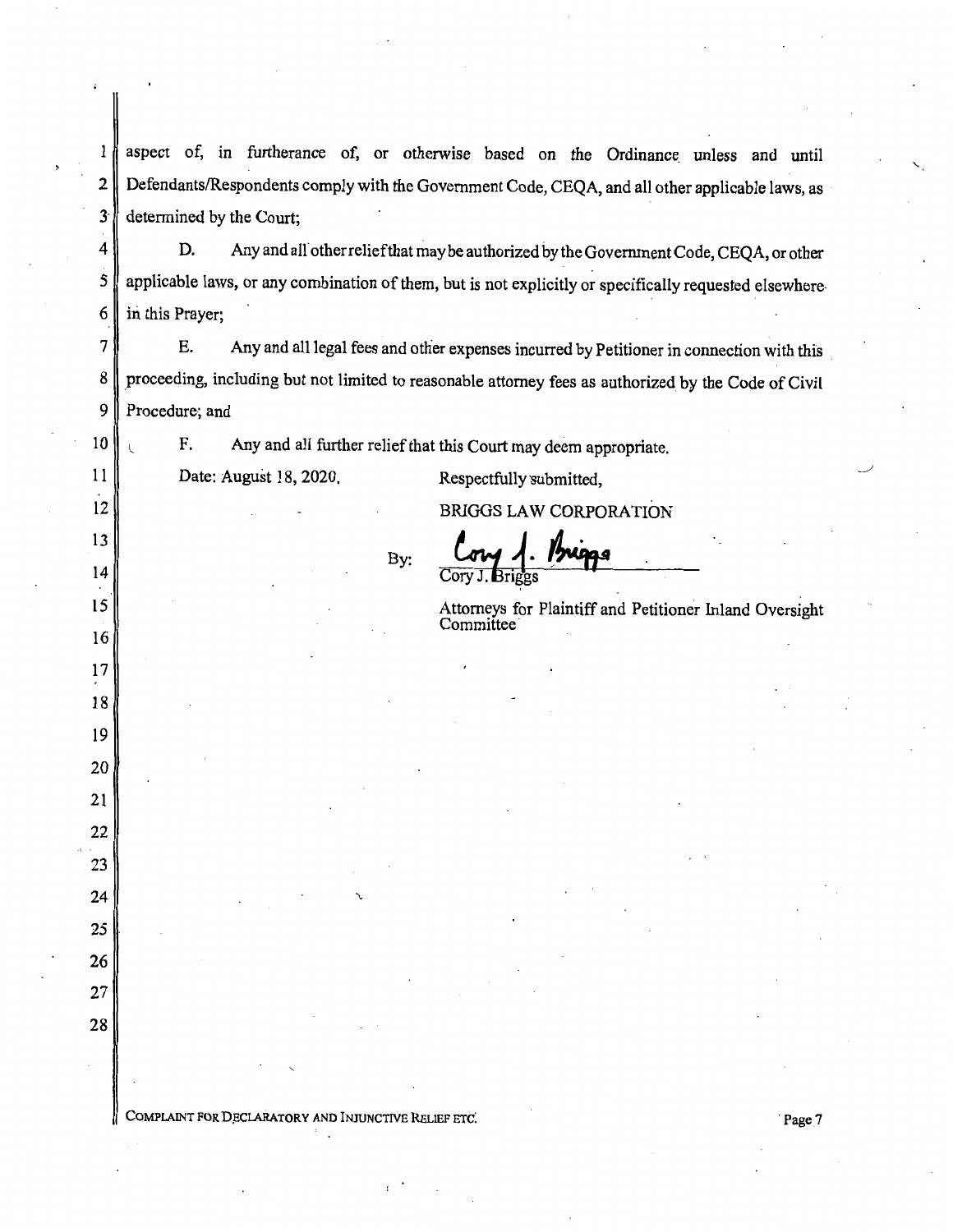aspect of, in furtherance of, or otherwise based on the Ordinance unless and until Defendants/Respondents comply with the Government Code, CEQA, and all other applicable laws, as determined by the Court;

D. Any and all other relief that may be authorized by the Government Code, CEQA, or other applicable laws, or any combination of them, but is not explicitly or specifically requested elsewhere in this Prayer;

E. Any and all legal fees and other expenses incurred by Petitioner in connection with this proceeding, including but not limited to reasonable attorney fees as authorized by the Code of Civil Procedure; and

F. Any and all further relief that this Court may deem appropriate.

Date: August 18, 2020.

Respectfully submitted,

BRIGGS LAW CORPORATION

By: Cory J. Briggs

Cory J. Briggs

Attorneys for Plaintiff and Petitioner Inland Oversight Committee

COMPLAINT FOR DECLARATORY AND INJUNCTIVE RELIEF ETC.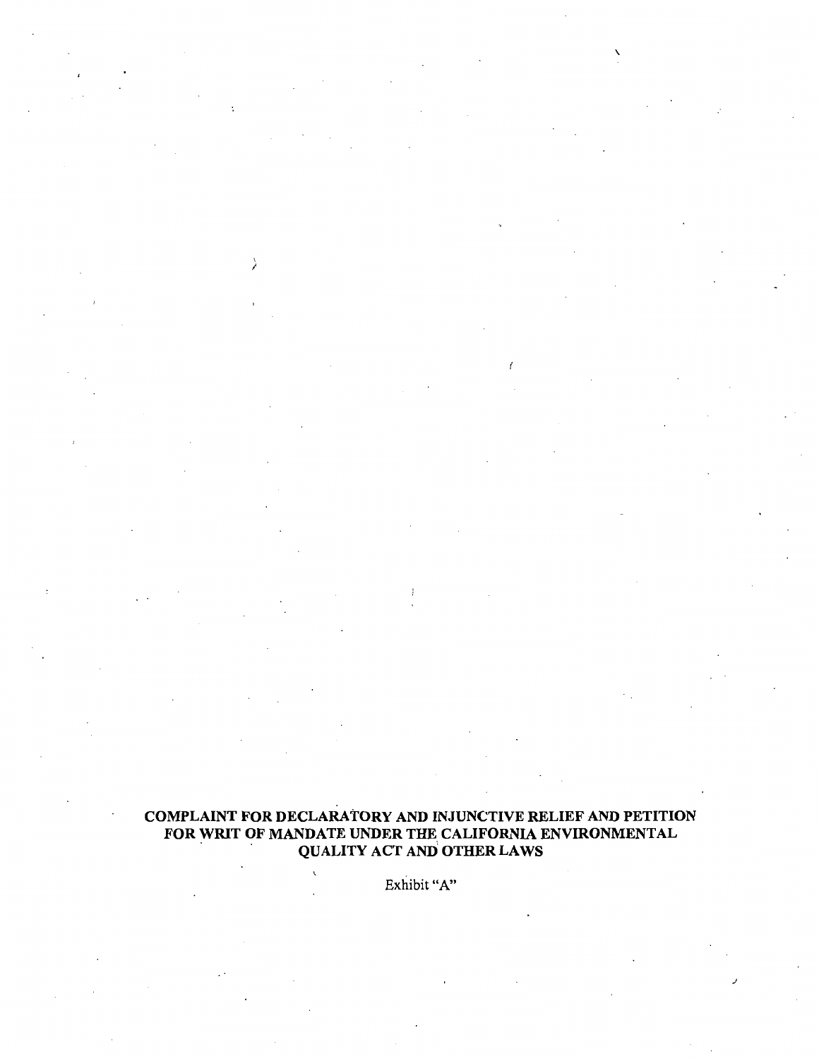**COMPLAINT FOR DECLARATORY AND INJUNCTIVE RELIEF AND PETITION FOR WRIT OF MANDATE UNDER THE CALIFORNIA ENVIRONMENTAL QUALITY ACT AND OTHER LAWS**

Exhibit "A"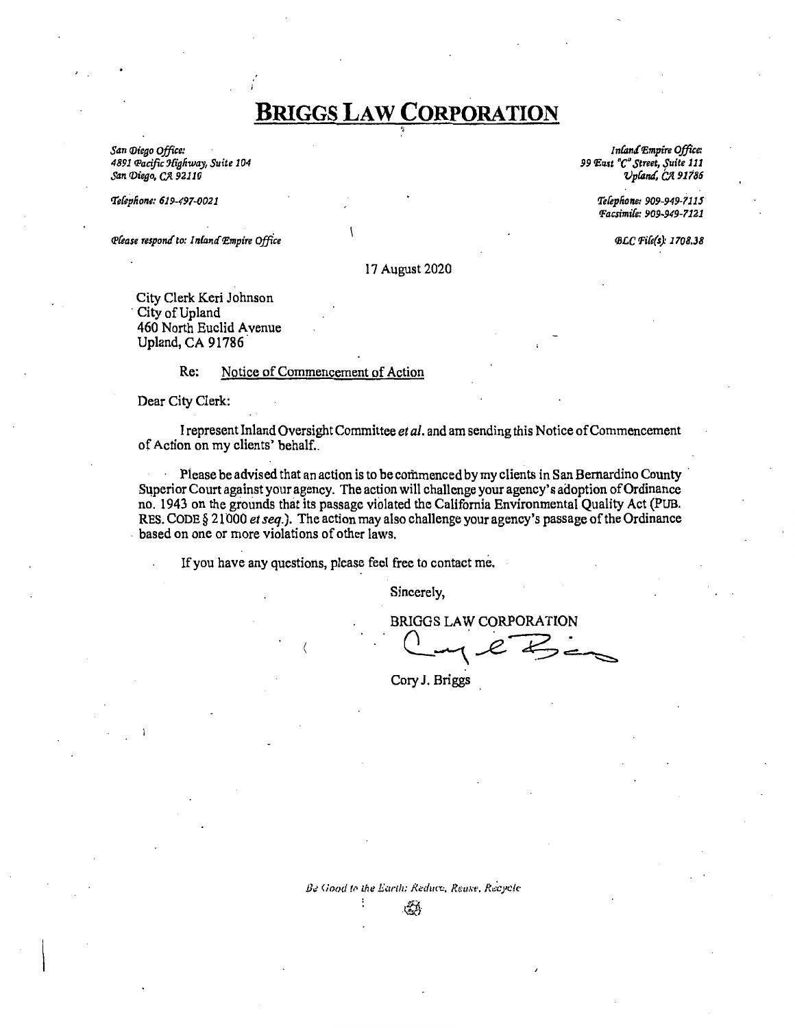# BRIGGS LAW CORPORATION

*San Diego Office:*
*4891 Pacific Highway, Suite 104*
*San Diego, CA 92110*

*Telephone: 619-497-0021*

*Please respond to: Inland Empire Office*

*Inland Empire Office:*
*99 East "C" Street, Suite 111*
*Upland, CA 91786*

*Telephone: 909-949-7115*
*Facsimile: 909-949-7121*

*BLC File(s): 1708.38*

17 August 2020

City Clerk Keri Johnson
City of Upland
460 North Euclid Avenue
Upland, CA 91786

Re: Notice of Commencement of Action

Dear City Clerk:

I represent Inland Oversight Committee *et al.* and am sending this Notice of Commencement of Action on my clients' behalf..

Please be advised that an action is to be commenced by my clients in San Bernardino County Superior Court against your agency. The action will challenge your agency's adoption of Ordinance no. 1943 on the grounds that its passage violated the California Environmental Quality Act (PUB. RES. CODE § 21000 *et seq.*). The action may also challenge your agency's passage of the Ordinance based on one or more violations of other laws.

If you have any questions, please feel free to contact me.

Sincerely,

BRIGGS LAW CORPORATION

Cory J. Briggs

*Be Good to the Earth: Reduce, Reuse, Recycle*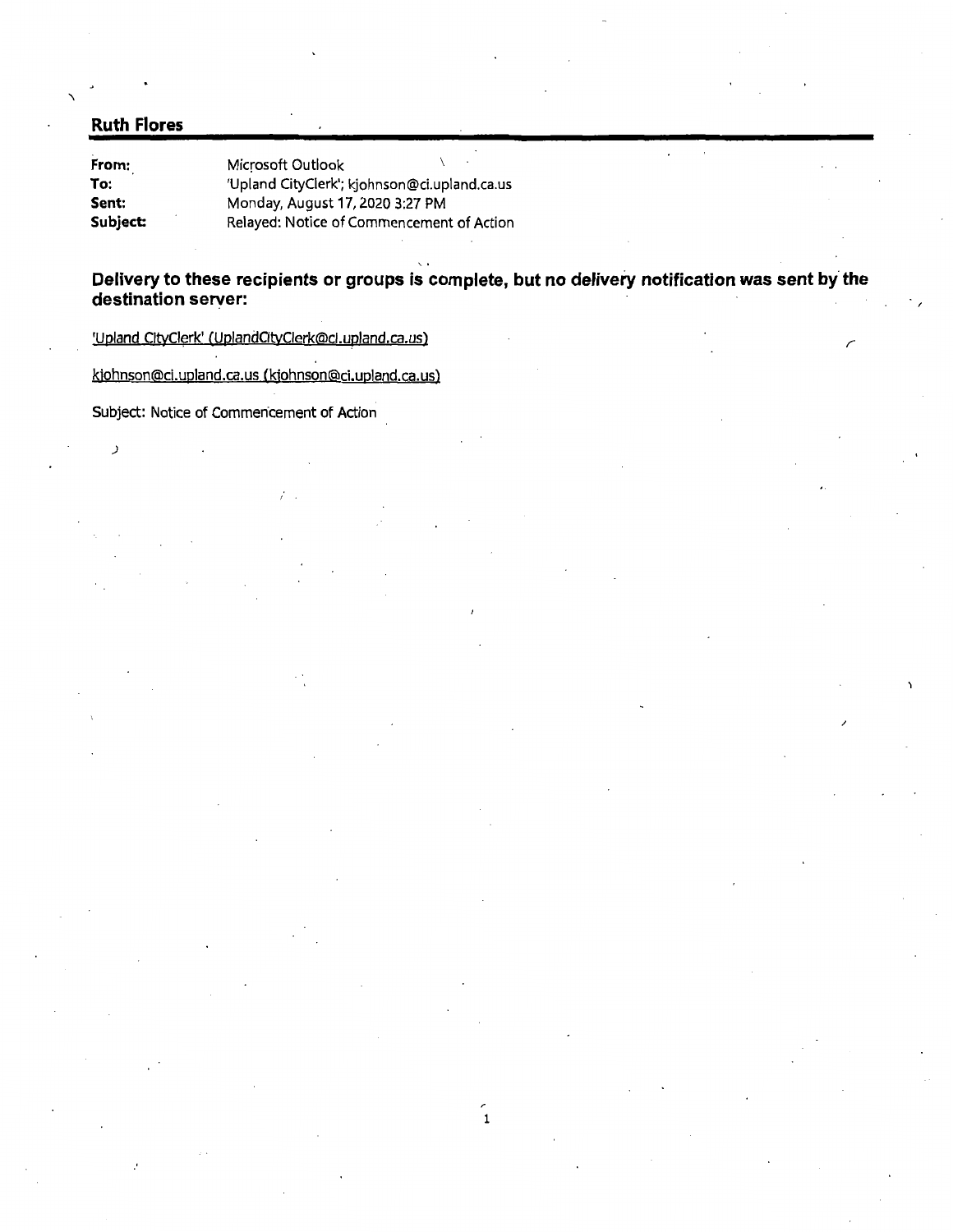**Ruth Flores**

| | |
|---|---|
| **From:** | Microsoft Outlook |
| **To:** | 'Upland CityClerk'; kjohnson@ci.upland.ca.us |
| **Sent:** | Monday, August 17, 2020 3:27 PM |
| **Subject:** | Relayed: Notice of Commencement of Action |

**Delivery to these recipients or groups is complete, but no delivery notification was sent by the destination server:**

'Upland CityClerk' (UplandCityClerk@ci.upland.ca.us)

kjohnson@ci.upland.ca.us (kjohnson@ci.upland.ca.us)

Subject: Notice of Commencement of Action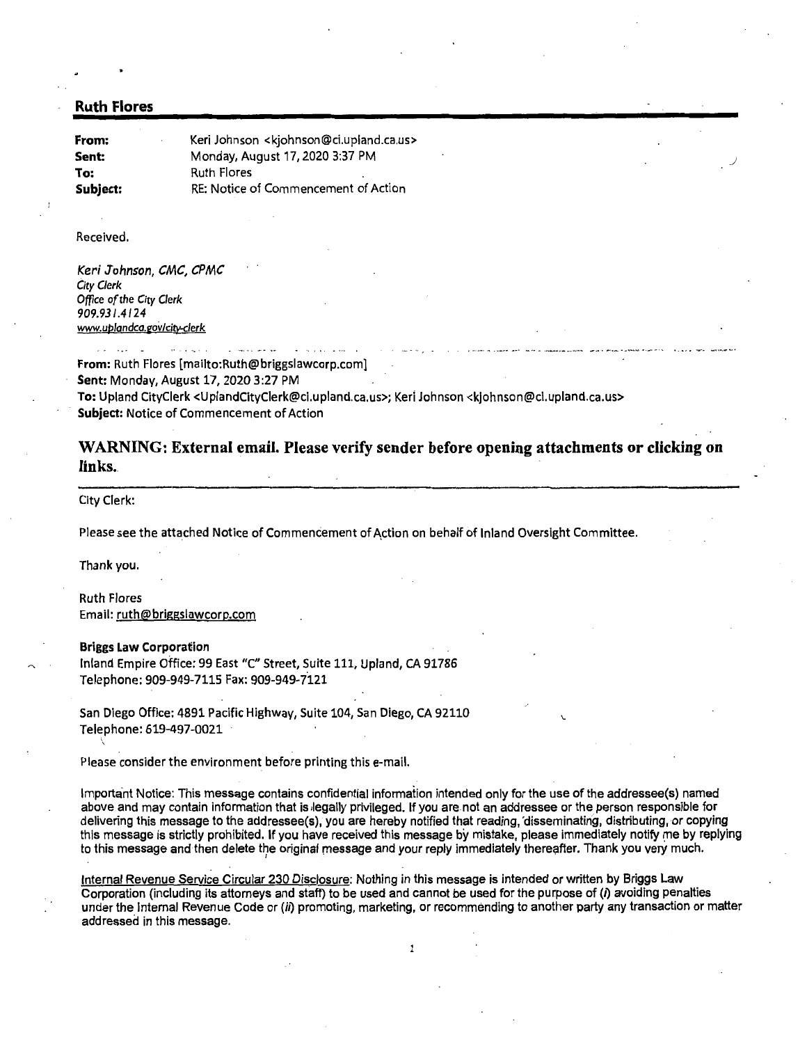## Ruth Flores

**From:** Keri Johnson <kjohnson@ci.upland.ca.us>
**Sent:** Monday, August 17, 2020 3:37 PM
**To:** Ruth Flores
**Subject:** RE: Notice of Commencement of Action

Received.

*Keri Johnson, CMC, CPMC*
*City Clerk*
*Office of the City Clerk*
*909.931.4124*
*www.uplandca.gov/city-clerk*

---

**From:** Ruth Flores [mailto:Ruth@briggslawcorp.com]
**Sent:** Monday, August 17, 2020 3:27 PM
**To:** Upland CityClerk <UplandCityClerk@ci.upland.ca.us>; Keri Johnson <kjohnson@ci.upland.ca.us>
**Subject:** Notice of Commencement of Action

**WARNING: External email. Please verify sender before opening attachments or clicking on links.**

---

City Clerk:

Please see the attached Notice of Commencement of Action on behalf of Inland Oversight Committee.

Thank you.

Ruth Flores
Email: ruth@briggslawcorp.com

**Briggs Law Corporation**
Inland Empire Office: 99 East "C" Street, Suite 111, Upland, CA 91786
Telephone: 909-949-7115 Fax: 909-949-7121

San Diego Office: 4891 Pacific Highway, Suite 104, San Diego, CA 92110
Telephone: 619-497-0021

Please consider the environment before printing this e-mail.

Important Notice: This message contains confidential information intended only for the use of the addressee(s) named above and may contain information that is legally privileged. If you are not an addressee or the person responsible for delivering this message to the addressee(s), you are hereby notified that reading, disseminating, distributing, or copying this message is strictly prohibited. If you have received this message by mistake, please immediately notify me by replying to this message and then delete the original message and your reply immediately thereafter. Thank you very much.

Internal Revenue Service Circular 230 Disclosure: Nothing in this message is intended or written by Briggs Law Corporation (including its attorneys and staff) to be used and cannot be used for the purpose of (*i*) avoiding penalties under the Internal Revenue Code or (*ii*) promoting, marketing, or recommending to another party any transaction or matter addressed in this message.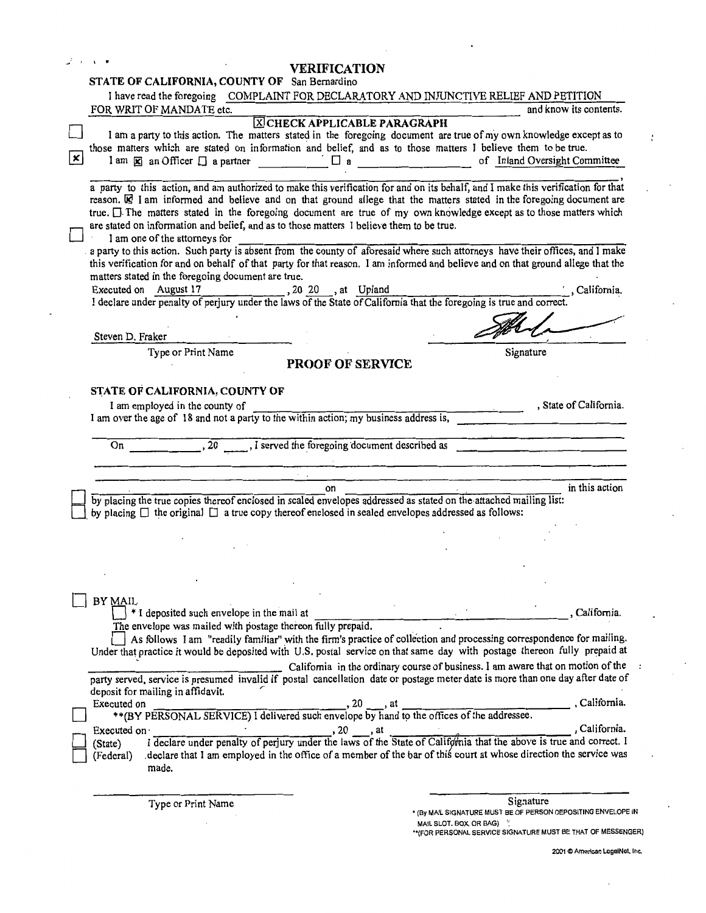# VERIFICATION

**STATE OF CALIFORNIA, COUNTY OF** San Bernardino

I have read the foregoing COMPLAINT FOR DECLARATORY AND INJUNCTIVE RELIEF AND PETITION FOR WRIT OF MANDATE etc. and know its contents.

☒ **CHECK APPLICABLE PARAGRAPH**

☐ I am a party to this action. The matters stated in the foregoing document are true of my own knowledge except as to those matters which are stated on information and belief, and as to those matters I believe them to be true.

☒ I am ☒ an Officer ☐ a partner ______ ☐ a ______ of Inland Oversight Committee ______, a party to this action, and am authorized to make this verification for and on its behalf, and I make this verification for that reason. ☒ I am informed and believe and on that ground allege that the matters stated in the foregoing document are true. ☐ The matters stated in the foregoing document are true of my own knowledge except as to those matters which are stated on information and belief, and as to those matters I believe them to be true.

☐ I am one of the attorneys for ______ a party to this action. Such party is absent from the county of aforesaid where such attorneys have their offices, and I make this verification for and on behalf of that party for that reason. I am informed and believe and on that ground allege that the matters stated in the foregoing document are true.

Executed on August 17, 20 20, at Upland, California.

I declare under penalty of perjury under the laws of the State of California that the foregoing is true and correct.

Steven D. Fraker ______ [signature]

Type or Print Name ______ Signature

# PROOF OF SERVICE

**STATE OF CALIFORNIA, COUNTY OF** ______

I am employed in the county of ______, State of California.

I am over the age of 18 and not a party to the within action; my business address is, ______

On ______, 20 ___, I served the foregoing document described as ______

______ on ______ in this action

☐ by placing the true copies thereof enclosed in sealed envelopes addressed as stated on the attached mailing list:

☐ by placing ☐ the original ☐ a true copy thereof enclosed in sealed envelopes addressed as follows:

☐ BY MAIL

☐ * I deposited such envelope in the mail at ______, California.
The envelope was mailed with postage thereon fully prepaid.

☐ As follows I am "readily familiar" with the firm's practice of collection and processing correspondence for mailing. Under that practice it would be deposited with U.S. postal service on that same day with postage thereon fully prepaid at ______ California in the ordinary course of business. I am aware that on motion of the party served, service is presumed invalid if postal cancellation date or postage meter date is more than one day after date of deposit for mailing in affidavit.

Executed on ______, 20 ___, at ______, California.

☐ **(BY PERSONAL SERVICE) I delivered such envelope by hand to the offices of the addressee.

Executed on ______, 20 ___, at ______, California.

☐ (State) I declare under penalty of perjury under the laws of the State of California that the above is true and correct.

☐ (Federal) I declare that I am employed in the office of a member of the bar of this court at whose direction the service was made.

______ Type or Print Name ______ Signature

* (BY MAIL SIGNATURE MUST BE OF PERSON DEPOSITING ENVELOPE IN MAIL SLOT, BOX, OR BAG)

**(FOR PERSONAL SERVICE SIGNATURE MUST BE THAT OF MESSENGER)

2001 © American LegalNet, Inc.